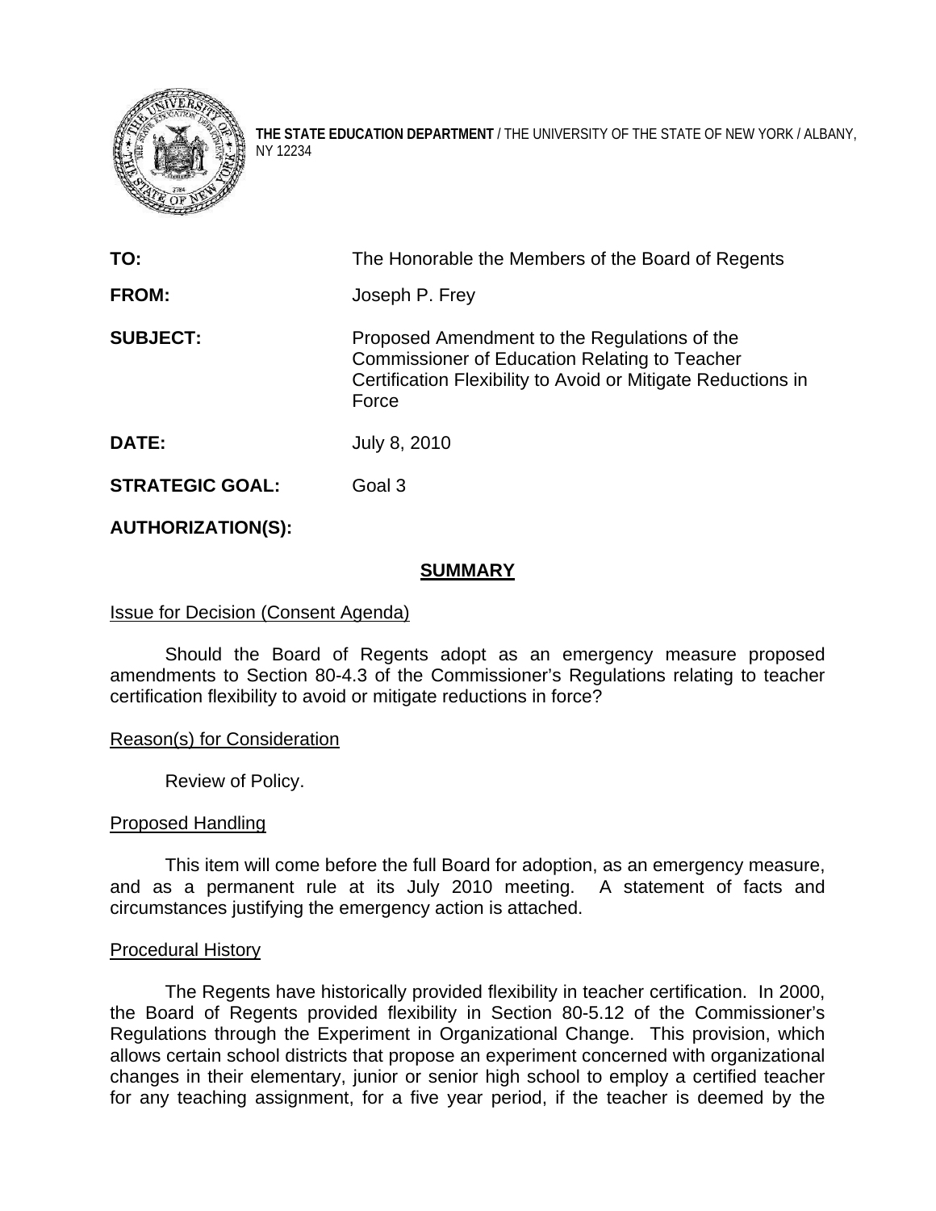**THE STATE EDUCATION DEPARTMENT** / THE UNIVERSITY OF THE STATE OF NEW YORK / ALBANY, NY 12234

**TO:** The Honorable the Members of the Board of Regents

**FROM:** Joseph P. Frey

**SUBJECT:** Proposed Amendment to the Regulations of the Commissioner of Education Relating to Teacher Certification Flexibility to Avoid or Mitigate Reductions in Force

**DATE:** July 8, 2010

**STRATEGIC GOAL:** Goal 3

**AUTHORIZATION(S):**

## SUMMARY

Issue for Decision (Consent Agenda)

Should the Board of Regents adopt as an emergency measure proposed amendments to Section 80-4.3 of the Commissioner's Regulations relating to teacher certification flexibility to avoid or mitigate reductions in force?

Reason(s) for Consideration

Review of Policy.

Proposed Handling

This item will come before the full Board for adoption, as an emergency measure, and as a permanent rule at its July 2010 meeting. A statement of facts and circumstances justifying the emergency action is attached.

Procedural History

The Regents have historically provided flexibility in teacher certification. In 2000, the Board of Regents provided flexibility in Section 80-5.12 of the Commissioner's Regulations through the Experiment in Organizational Change. This provision, which allows certain school districts that propose an experiment concerned with organizational changes in their elementary, junior or senior high school to employ a certified teacher for any teaching assignment, for a five year period, if the teacher is deemed by the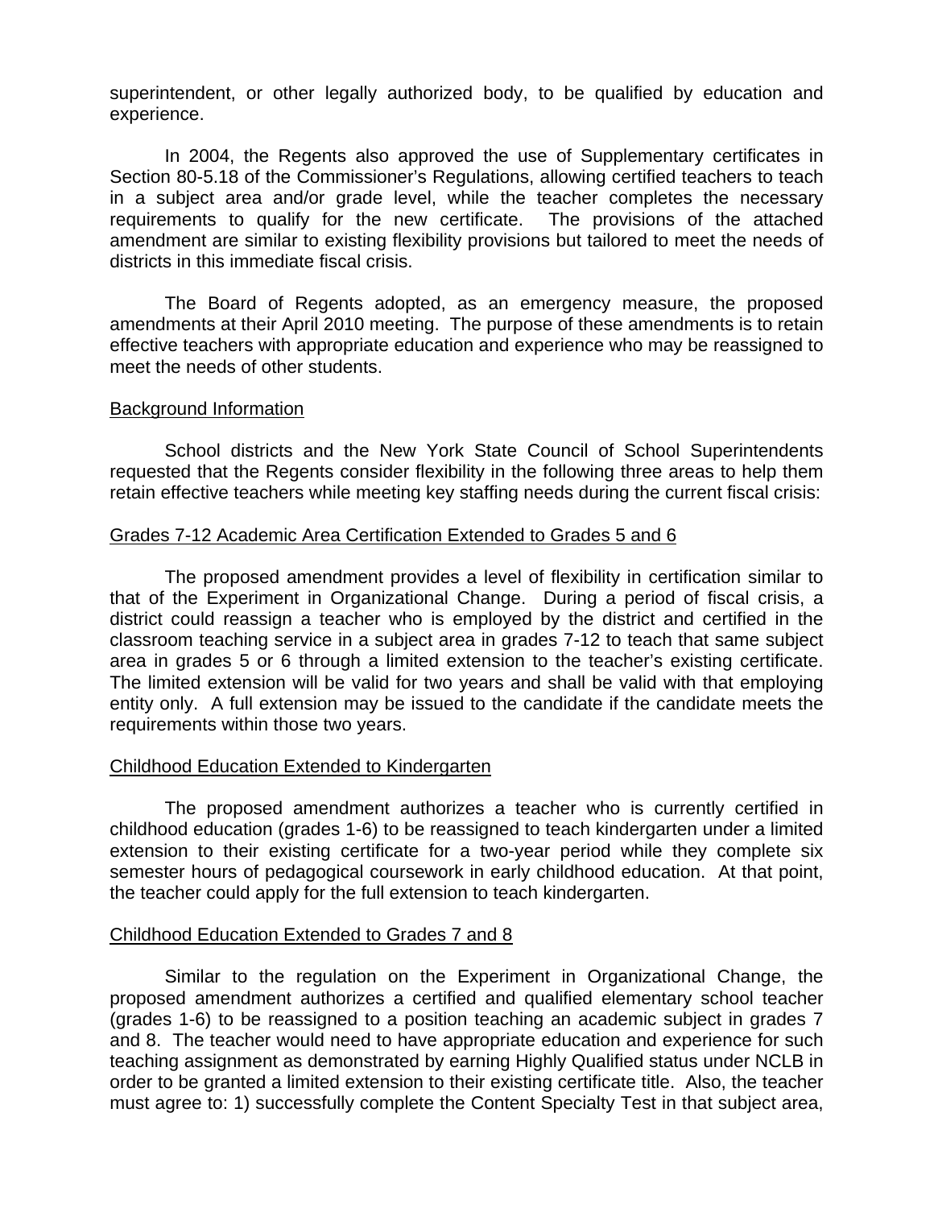superintendent, or other legally authorized body, to be qualified by education and experience.

In 2004, the Regents also approved the use of Supplementary certificates in Section 80-5.18 of the Commissioner's Regulations, allowing certified teachers to teach in a subject area and/or grade level, while the teacher completes the necessary requirements to qualify for the new certificate. The provisions of the attached amendment are similar to existing flexibility provisions but tailored to meet the needs of districts in this immediate fiscal crisis.

The Board of Regents adopted, as an emergency measure, the proposed amendments at their April 2010 meeting. The purpose of these amendments is to retain effective teachers with appropriate education and experience who may be reassigned to meet the needs of other students.

Background Information

School districts and the New York State Council of School Superintendents requested that the Regents consider flexibility in the following three areas to help them retain effective teachers while meeting key staffing needs during the current fiscal crisis:

Grades 7-12 Academic Area Certification Extended to Grades 5 and 6

The proposed amendment provides a level of flexibility in certification similar to that of the Experiment in Organizational Change. During a period of fiscal crisis, a district could reassign a teacher who is employed by the district and certified in the classroom teaching service in a subject area in grades 7-12 to teach that same subject area in grades 5 or 6 through a limited extension to the teacher's existing certificate. The limited extension will be valid for two years and shall be valid with that employing entity only. A full extension may be issued to the candidate if the candidate meets the requirements within those two years.

Childhood Education Extended to Kindergarten

The proposed amendment authorizes a teacher who is currently certified in childhood education (grades 1-6) to be reassigned to teach kindergarten under a limited extension to their existing certificate for a two-year period while they complete six semester hours of pedagogical coursework in early childhood education. At that point, the teacher could apply for the full extension to teach kindergarten.

Childhood Education Extended to Grades 7 and 8

Similar to the regulation on the Experiment in Organizational Change, the proposed amendment authorizes a certified and qualified elementary school teacher (grades 1-6) to be reassigned to a position teaching an academic subject in grades 7 and 8. The teacher would need to have appropriate education and experience for such teaching assignment as demonstrated by earning Highly Qualified status under NCLB in order to be granted a limited extension to their existing certificate title. Also, the teacher must agree to: 1) successfully complete the Content Specialty Test in that subject area,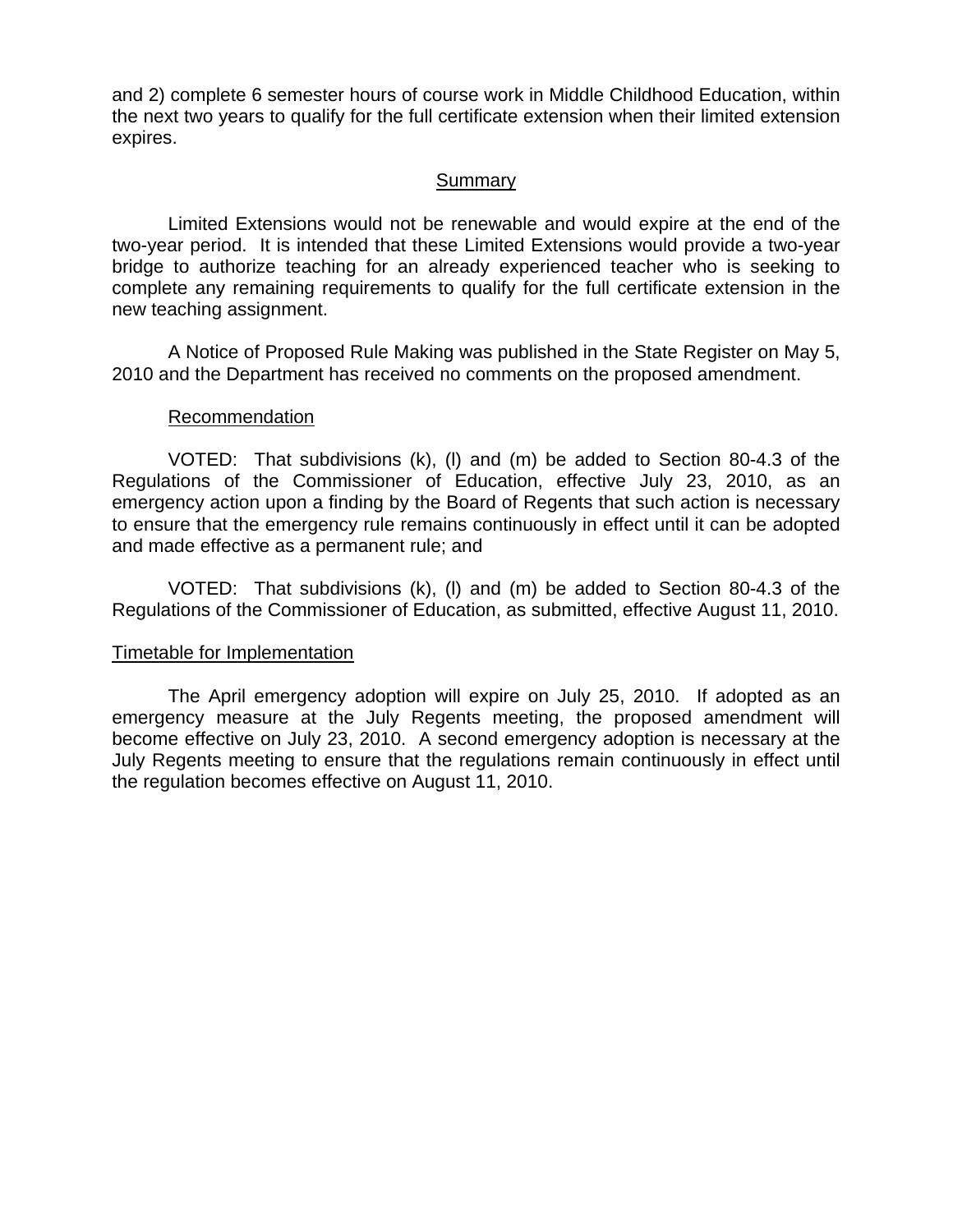and 2) complete 6 semester hours of course work in Middle Childhood Education, within the next two years to qualify for the full certificate extension when their limited extension expires.

## Summary

Limited Extensions would not be renewable and would expire at the end of the two-year period. It is intended that these Limited Extensions would provide a two-year bridge to authorize teaching for an already experienced teacher who is seeking to complete any remaining requirements to qualify for the full certificate extension in the new teaching assignment.

A Notice of Proposed Rule Making was published in the State Register on May 5, 2010 and the Department has received no comments on the proposed amendment.

### Recommendation

VOTED: That subdivisions (k), (l) and (m) be added to Section 80-4.3 of the Regulations of the Commissioner of Education, effective July 23, 2010, as an emergency action upon a finding by the Board of Regents that such action is necessary to ensure that the emergency rule remains continuously in effect until it can be adopted and made effective as a permanent rule; and

VOTED: That subdivisions (k), (l) and (m) be added to Section 80-4.3 of the Regulations of the Commissioner of Education, as submitted, effective August 11, 2010.

### Timetable for Implementation

The April emergency adoption will expire on July 25, 2010. If adopted as an emergency measure at the July Regents meeting, the proposed amendment will become effective on July 23, 2010. A second emergency adoption is necessary at the July Regents meeting to ensure that the regulations remain continuously in effect until the regulation becomes effective on August 11, 2010.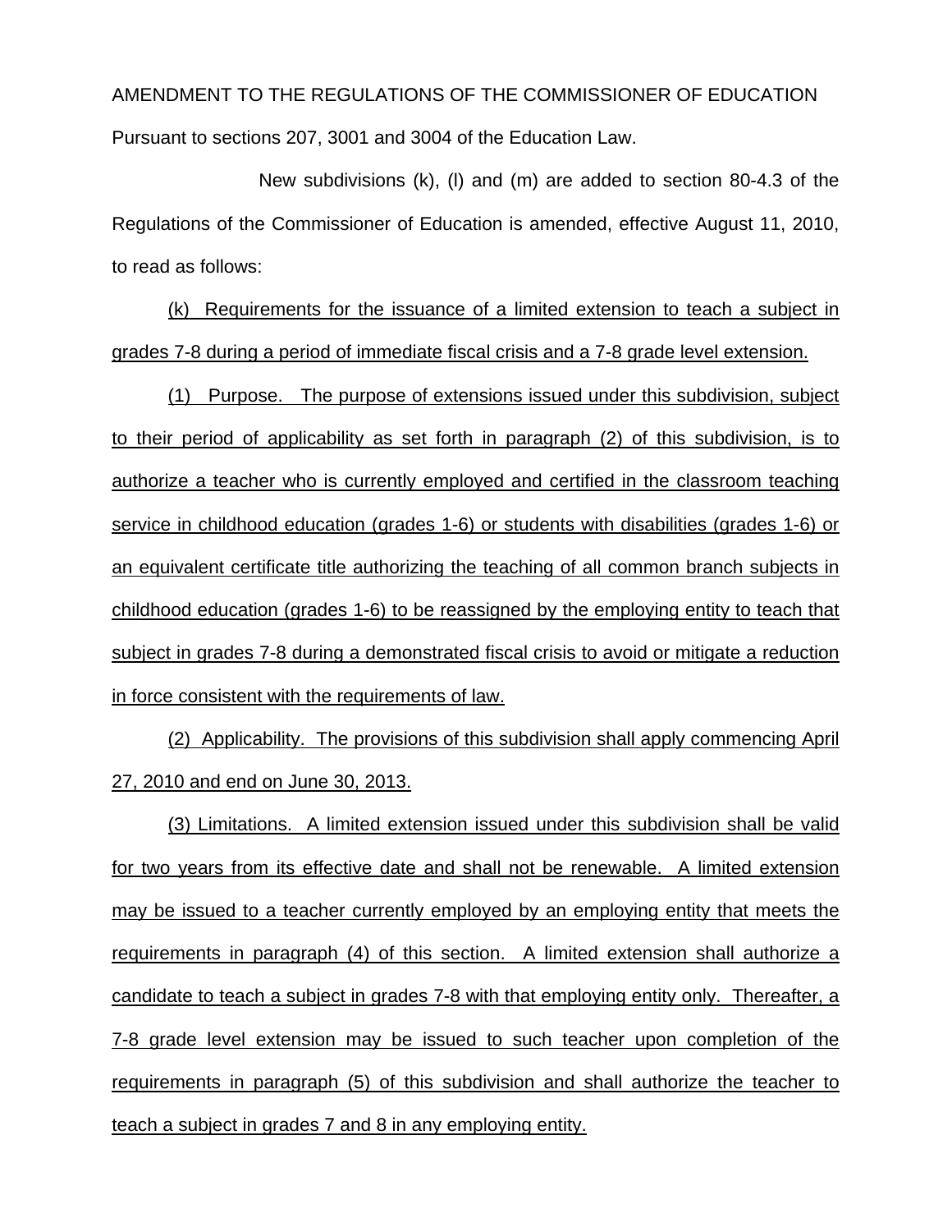AMENDMENT TO THE REGULATIONS OF THE COMMISSIONER OF EDUCATION

Pursuant to sections 207, 3001 and 3004 of the Education Law.

New subdivisions (k), (l) and (m) are added to section 80-4.3 of the Regulations of the Commissioner of Education is amended, effective August 11, 2010, to read as follows:

(k) Requirements for the issuance of a limited extension to teach a subject in grades 7-8 during a period of immediate fiscal crisis and a 7-8 grade level extension.

(1) Purpose. The purpose of extensions issued under this subdivision, subject to their period of applicability as set forth in paragraph (2) of this subdivision, is to authorize a teacher who is currently employed and certified in the classroom teaching service in childhood education (grades 1-6) or students with disabilities (grades 1-6) or an equivalent certificate title authorizing the teaching of all common branch subjects in childhood education (grades 1-6) to be reassigned by the employing entity to teach that subject in grades 7-8 during a demonstrated fiscal crisis to avoid or mitigate a reduction in force consistent with the requirements of law.

(2) Applicability. The provisions of this subdivision shall apply commencing April 27, 2010 and end on June 30, 2013.

(3) Limitations. A limited extension issued under this subdivision shall be valid for two years from its effective date and shall not be renewable. A limited extension may be issued to a teacher currently employed by an employing entity that meets the requirements in paragraph (4) of this section. A limited extension shall authorize a candidate to teach a subject in grades 7-8 with that employing entity only. Thereafter, a 7-8 grade level extension may be issued to such teacher upon completion of the requirements in paragraph (5) of this subdivision and shall authorize the teacher to teach a subject in grades 7 and 8 in any employing entity.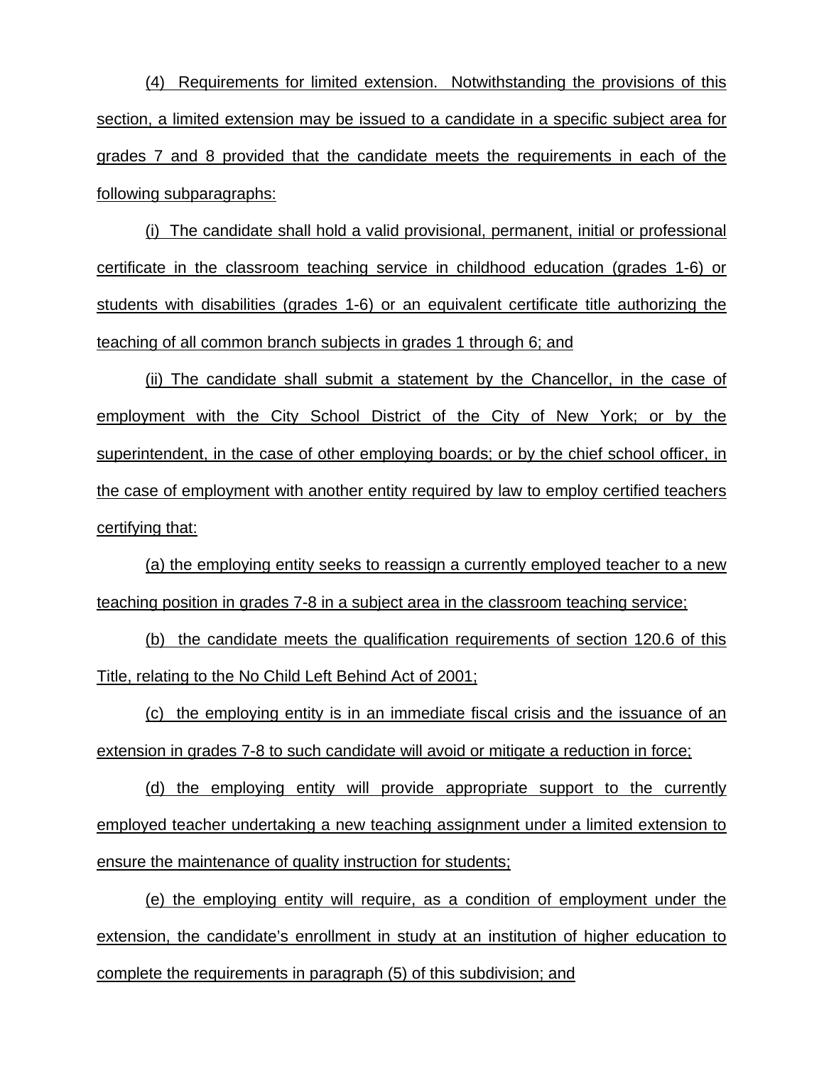(4) Requirements for limited extension. Notwithstanding the provisions of this section, a limited extension may be issued to a candidate in a specific subject area for grades 7 and 8 provided that the candidate meets the requirements in each of the following subparagraphs:

(i) The candidate shall hold a valid provisional, permanent, initial or professional certificate in the classroom teaching service in childhood education (grades 1-6) or students with disabilities (grades 1-6) or an equivalent certificate title authorizing the teaching of all common branch subjects in grades 1 through 6; and

(ii) The candidate shall submit a statement by the Chancellor, in the case of employment with the City School District of the City of New York; or by the superintendent, in the case of other employing boards; or by the chief school officer, in the case of employment with another entity required by law to employ certified teachers certifying that:

(a) the employing entity seeks to reassign a currently employed teacher to a new teaching position in grades 7-8 in a subject area in the classroom teaching service;

(b) the candidate meets the qualification requirements of section 120.6 of this Title, relating to the No Child Left Behind Act of 2001;

(c) the employing entity is in an immediate fiscal crisis and the issuance of an extension in grades 7-8 to such candidate will avoid or mitigate a reduction in force;

(d) the employing entity will provide appropriate support to the currently employed teacher undertaking a new teaching assignment under a limited extension to ensure the maintenance of quality instruction for students;

(e) the employing entity will require, as a condition of employment under the extension, the candidate's enrollment in study at an institution of higher education to complete the requirements in paragraph (5) of this subdivision; and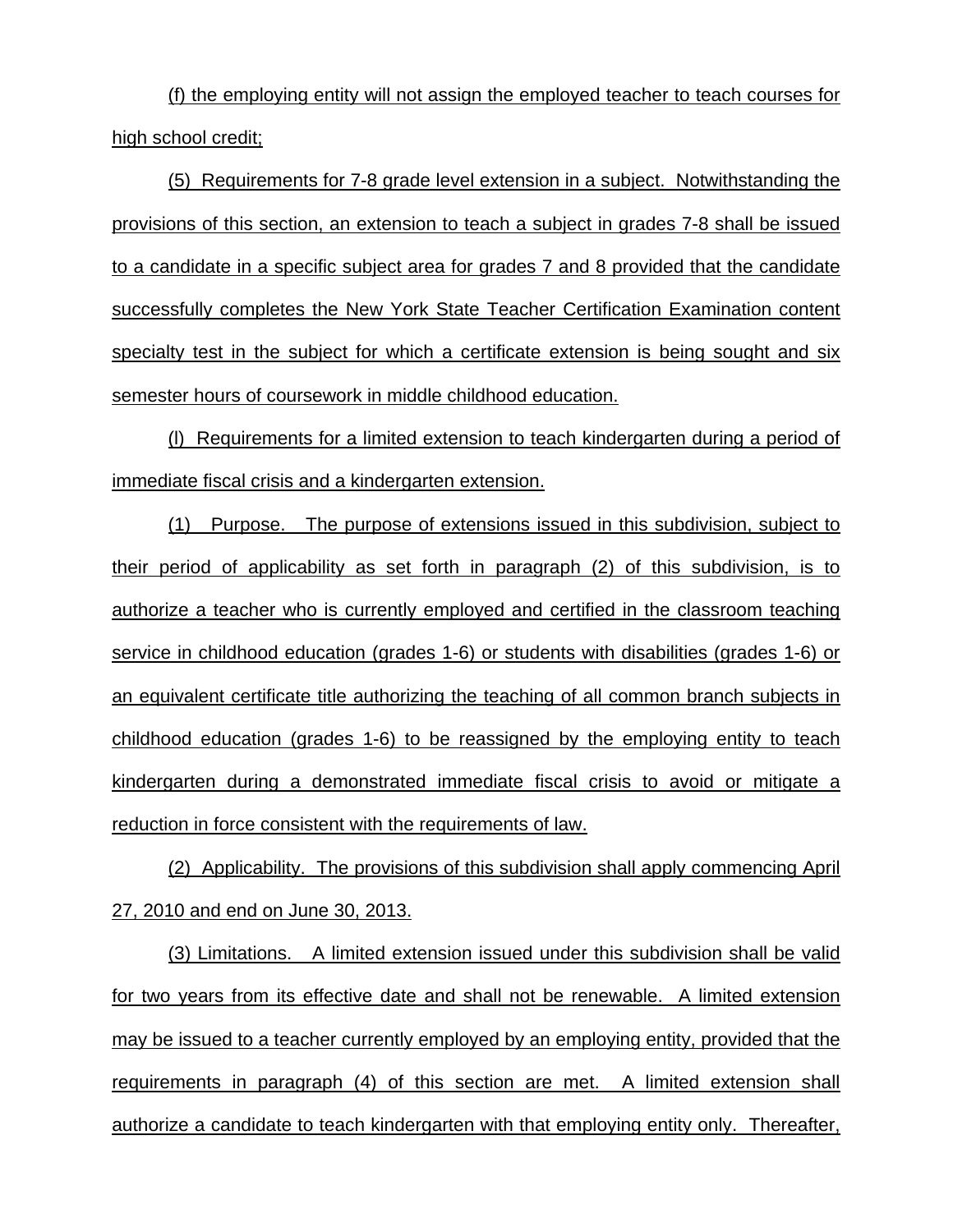(f) the employing entity will not assign the employed teacher to teach courses for high school credit;

(5) Requirements for 7-8 grade level extension in a subject. Notwithstanding the provisions of this section, an extension to teach a subject in grades 7-8 shall be issued to a candidate in a specific subject area for grades 7 and 8 provided that the candidate successfully completes the New York State Teacher Certification Examination content specialty test in the subject for which a certificate extension is being sought and six semester hours of coursework in middle childhood education.

(l) Requirements for a limited extension to teach kindergarten during a period of immediate fiscal crisis and a kindergarten extension.

(1) Purpose. The purpose of extensions issued in this subdivision, subject to their period of applicability as set forth in paragraph (2) of this subdivision, is to authorize a teacher who is currently employed and certified in the classroom teaching service in childhood education (grades 1-6) or students with disabilities (grades 1-6) or an equivalent certificate title authorizing the teaching of all common branch subjects in childhood education (grades 1-6) to be reassigned by the employing entity to teach kindergarten during a demonstrated immediate fiscal crisis to avoid or mitigate a reduction in force consistent with the requirements of law.

(2) Applicability. The provisions of this subdivision shall apply commencing April 27, 2010 and end on June 30, 2013.

(3) Limitations. A limited extension issued under this subdivision shall be valid for two years from its effective date and shall not be renewable. A limited extension may be issued to a teacher currently employed by an employing entity, provided that the requirements in paragraph (4) of this section are met. A limited extension shall authorize a candidate to teach kindergarten with that employing entity only. Thereafter,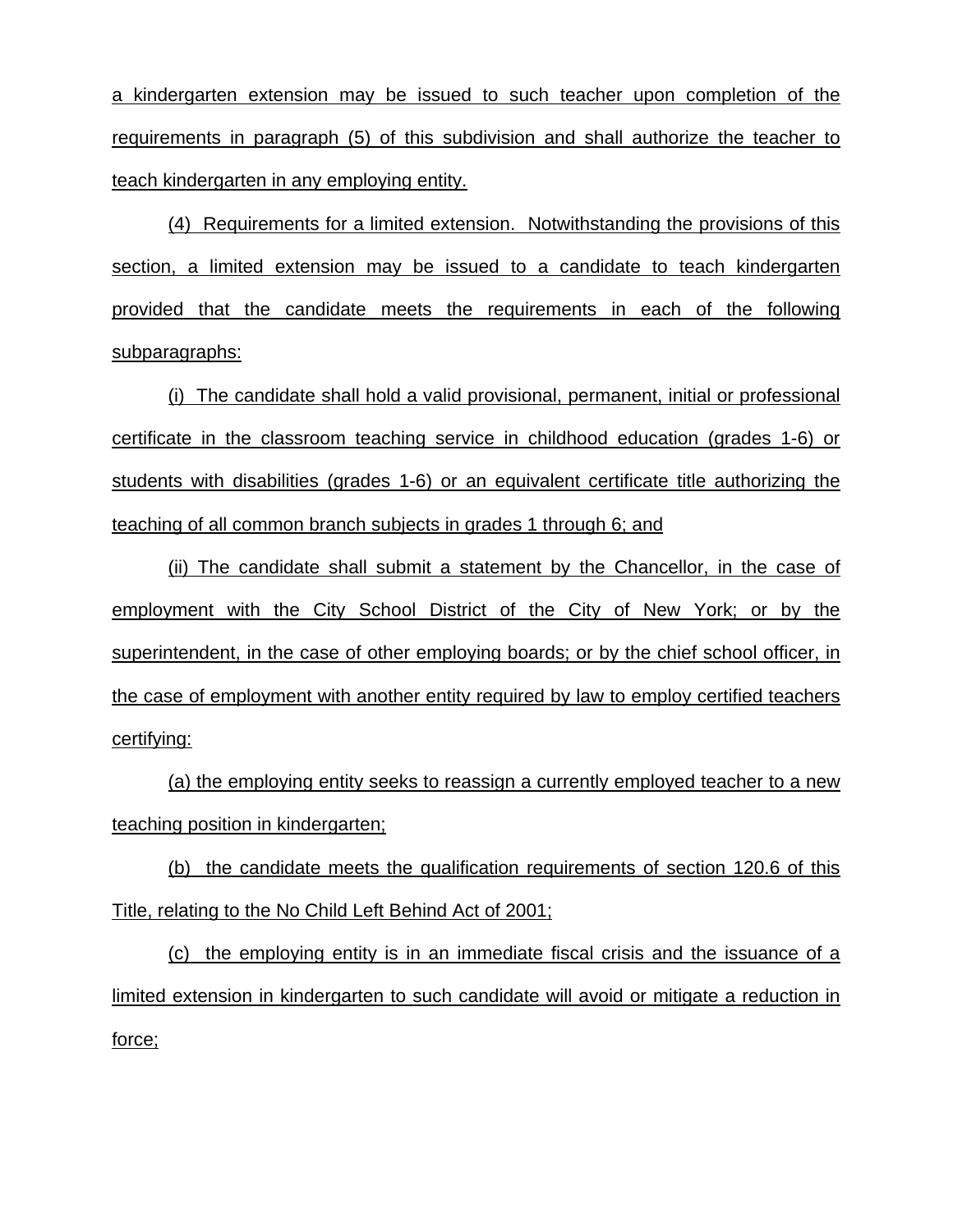a kindergarten extension may be issued to such teacher upon completion of the requirements in paragraph (5) of this subdivision and shall authorize the teacher to teach kindergarten in any employing entity.

(4) Requirements for a limited extension. Notwithstanding the provisions of this section, a limited extension may be issued to a candidate to teach kindergarten provided that the candidate meets the requirements in each of the following subparagraphs:

(i) The candidate shall hold a valid provisional, permanent, initial or professional certificate in the classroom teaching service in childhood education (grades 1-6) or students with disabilities (grades 1-6) or an equivalent certificate title authorizing the teaching of all common branch subjects in grades 1 through 6; and

(ii) The candidate shall submit a statement by the Chancellor, in the case of employment with the City School District of the City of New York; or by the superintendent, in the case of other employing boards; or by the chief school officer, in the case of employment with another entity required by law to employ certified teachers certifying:

(a) the employing entity seeks to reassign a currently employed teacher to a new teaching position in kindergarten;

(b) the candidate meets the qualification requirements of section 120.6 of this Title, relating to the No Child Left Behind Act of 2001;

(c) the employing entity is in an immediate fiscal crisis and the issuance of a limited extension in kindergarten to such candidate will avoid or mitigate a reduction in force;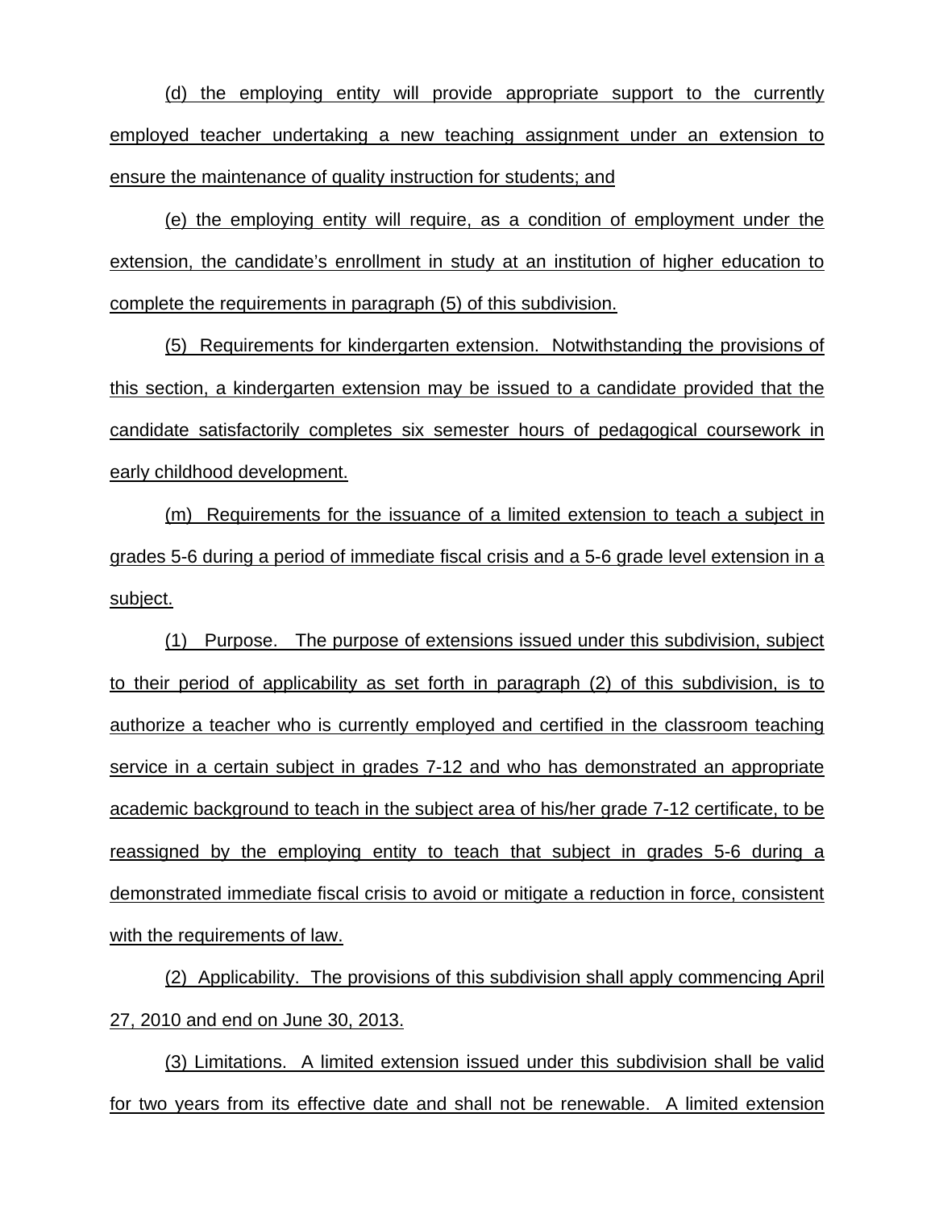(d) the employing entity will provide appropriate support to the currently employed teacher undertaking a new teaching assignment under an extension to ensure the maintenance of quality instruction for students; and

(e) the employing entity will require, as a condition of employment under the extension, the candidate's enrollment in study at an institution of higher education to complete the requirements in paragraph (5) of this subdivision.

(5) Requirements for kindergarten extension. Notwithstanding the provisions of this section, a kindergarten extension may be issued to a candidate provided that the candidate satisfactorily completes six semester hours of pedagogical coursework in early childhood development.

(m) Requirements for the issuance of a limited extension to teach a subject in grades 5-6 during a period of immediate fiscal crisis and a 5-6 grade level extension in a subject.

(1) Purpose. The purpose of extensions issued under this subdivision, subject to their period of applicability as set forth in paragraph (2) of this subdivision, is to authorize a teacher who is currently employed and certified in the classroom teaching service in a certain subject in grades 7-12 and who has demonstrated an appropriate academic background to teach in the subject area of his/her grade 7-12 certificate, to be reassigned by the employing entity to teach that subject in grades 5-6 during a demonstrated immediate fiscal crisis to avoid or mitigate a reduction in force, consistent with the requirements of law.

(2) Applicability. The provisions of this subdivision shall apply commencing April 27, 2010 and end on June 30, 2013.

(3) Limitations. A limited extension issued under this subdivision shall be valid for two years from its effective date and shall not be renewable. A limited extension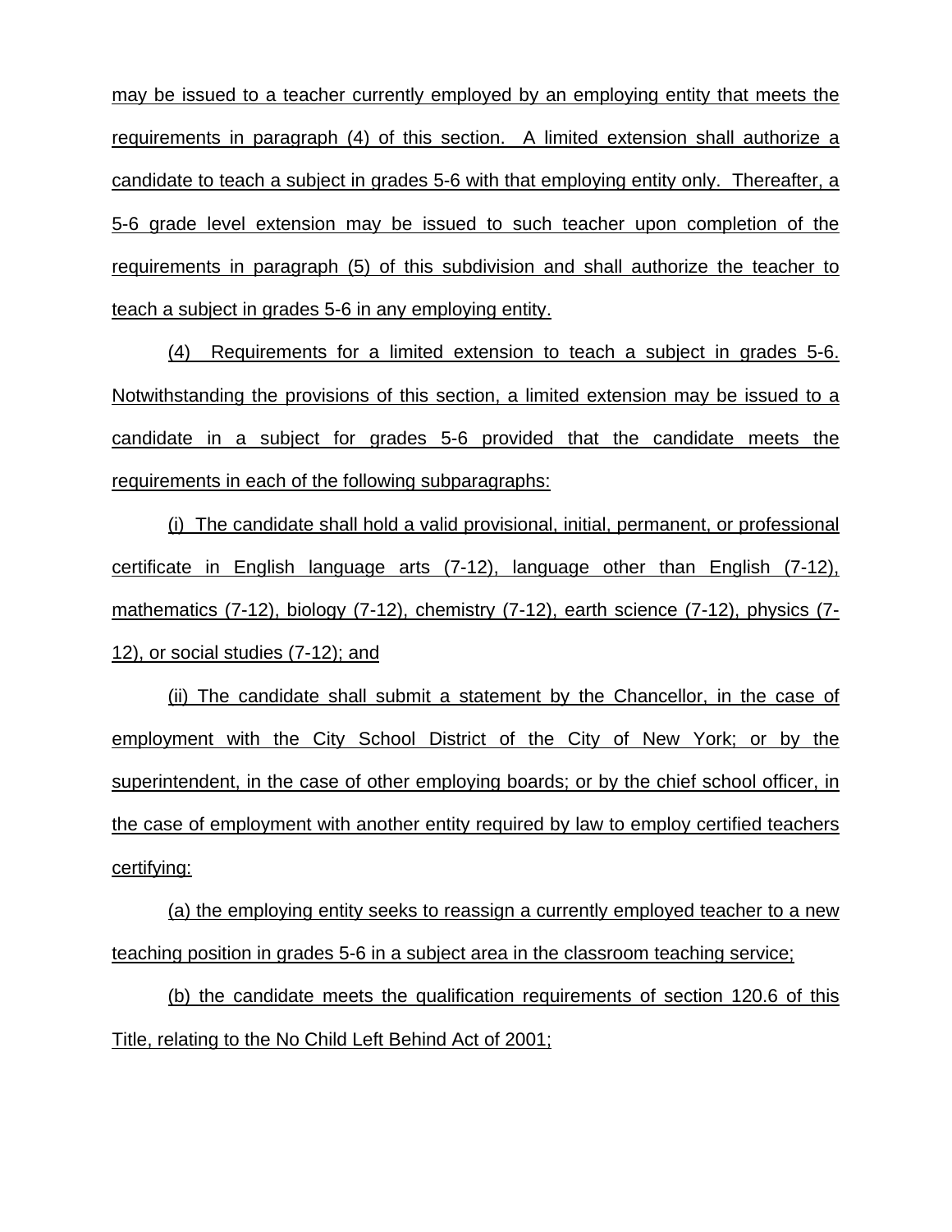may be issued to a teacher currently employed by an employing entity that meets the requirements in paragraph (4) of this section. A limited extension shall authorize a candidate to teach a subject in grades 5-6 with that employing entity only. Thereafter, a 5-6 grade level extension may be issued to such teacher upon completion of the requirements in paragraph (5) of this subdivision and shall authorize the teacher to teach a subject in grades 5-6 in any employing entity.

(4) Requirements for a limited extension to teach a subject in grades 5-6. Notwithstanding the provisions of this section, a limited extension may be issued to a candidate in a subject for grades 5-6 provided that the candidate meets the requirements in each of the following subparagraphs:

(i) The candidate shall hold a valid provisional, initial, permanent, or professional certificate in English language arts (7-12), language other than English (7-12), mathematics (7-12), biology (7-12), chemistry (7-12), earth science (7-12), physics (7-12), or social studies (7-12); and

(ii) The candidate shall submit a statement by the Chancellor, in the case of employment with the City School District of the City of New York; or by the superintendent, in the case of other employing boards; or by the chief school officer, in the case of employment with another entity required by law to employ certified teachers certifying:

(a) the employing entity seeks to reassign a currently employed teacher to a new teaching position in grades 5-6 in a subject area in the classroom teaching service;

(b) the candidate meets the qualification requirements of section 120.6 of this Title, relating to the No Child Left Behind Act of 2001;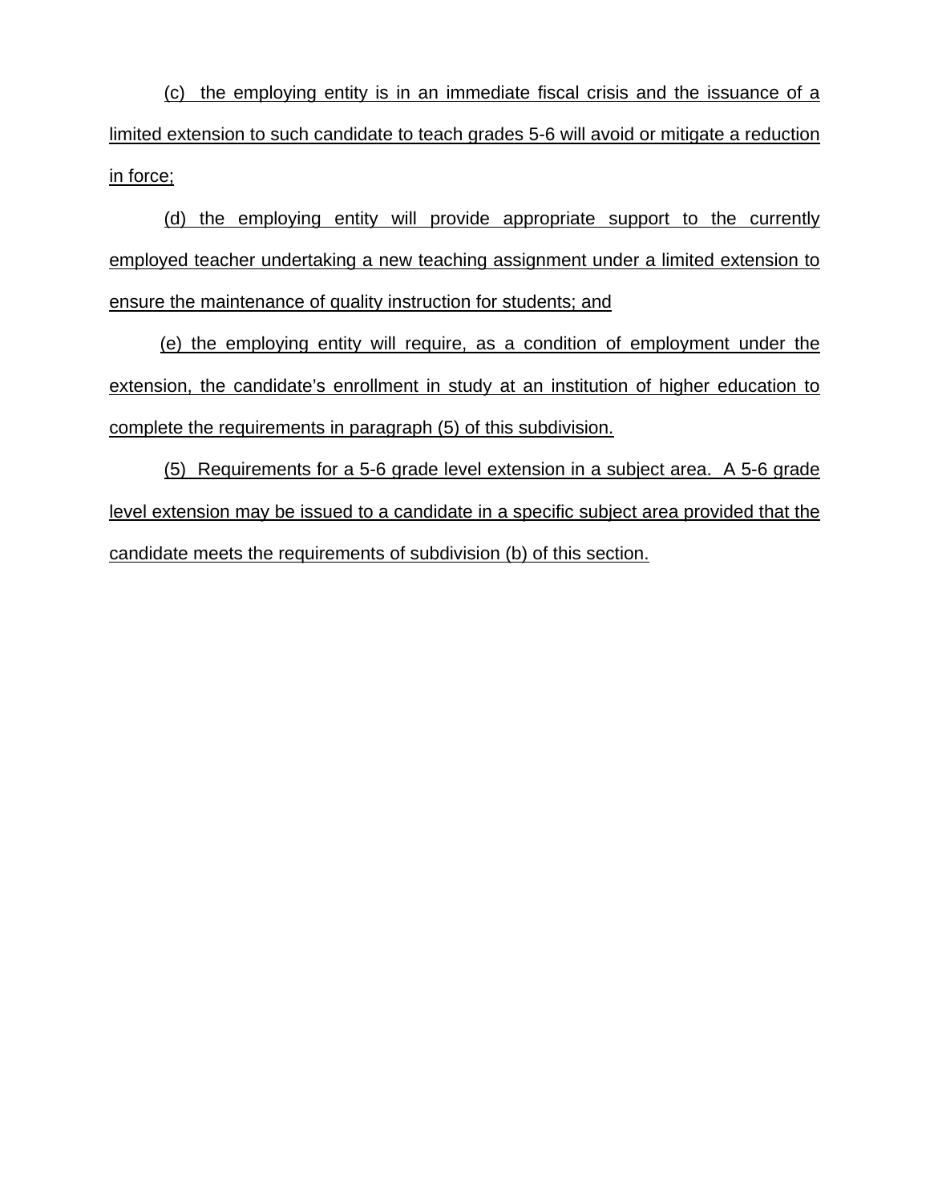(c) the employing entity is in an immediate fiscal crisis and the issuance of a limited extension to such candidate to teach grades 5-6 will avoid or mitigate a reduction in force;

(d) the employing entity will provide appropriate support to the currently employed teacher undertaking a new teaching assignment under a limited extension to ensure the maintenance of quality instruction for students; and

(e) the employing entity will require, as a condition of employment under the extension, the candidate's enrollment in study at an institution of higher education to complete the requirements in paragraph (5) of this subdivision.

(5) Requirements for a 5-6 grade level extension in a subject area. A 5-6 grade level extension may be issued to a candidate in a specific subject area provided that the candidate meets the requirements of subdivision (b) of this section.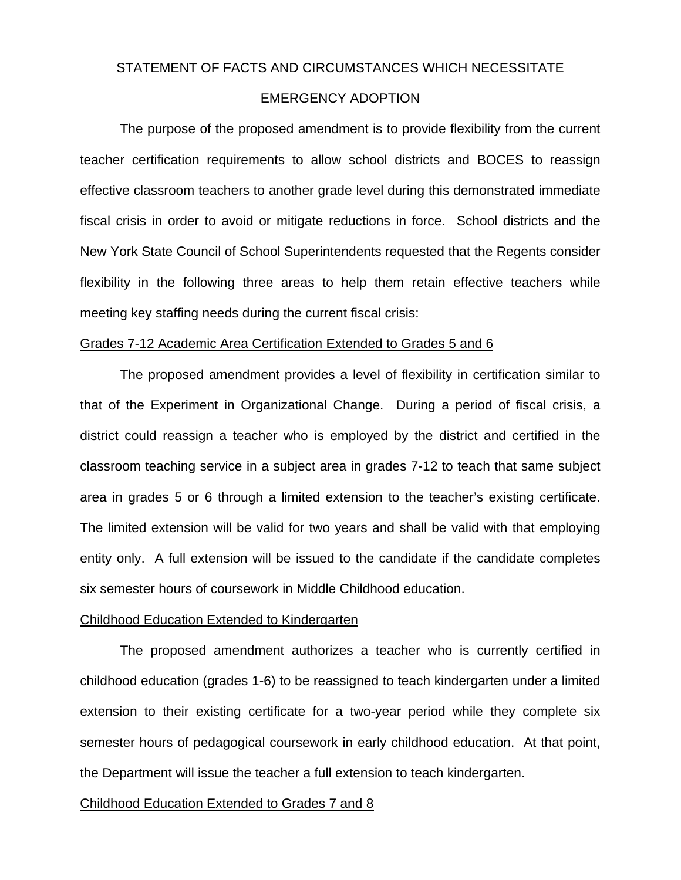## STATEMENT OF FACTS AND CIRCUMSTANCES WHICH NECESSITATE EMERGENCY ADOPTION

The purpose of the proposed amendment is to provide flexibility from the current teacher certification requirements to allow school districts and BOCES to reassign effective classroom teachers to another grade level during this demonstrated immediate fiscal crisis in order to avoid or mitigate reductions in force. School districts and the New York State Council of School Superintendents requested that the Regents consider flexibility in the following three areas to help them retain effective teachers while meeting key staffing needs during the current fiscal crisis:

<u>Grades 7-12 Academic Area Certification Extended to Grades 5 and 6</u>

The proposed amendment provides a level of flexibility in certification similar to that of the Experiment in Organizational Change. During a period of fiscal crisis, a district could reassign a teacher who is employed by the district and certified in the classroom teaching service in a subject area in grades 7-12 to teach that same subject area in grades 5 or 6 through a limited extension to the teacher's existing certificate. The limited extension will be valid for two years and shall be valid with that employing entity only. A full extension will be issued to the candidate if the candidate completes six semester hours of coursework in Middle Childhood education.

<u>Childhood Education Extended to Kindergarten</u>

The proposed amendment authorizes a teacher who is currently certified in childhood education (grades 1-6) to be reassigned to teach kindergarten under a limited extension to their existing certificate for a two-year period while they complete six semester hours of pedagogical coursework in early childhood education. At that point, the Department will issue the teacher a full extension to teach kindergarten.

<u>Childhood Education Extended to Grades 7 and 8</u>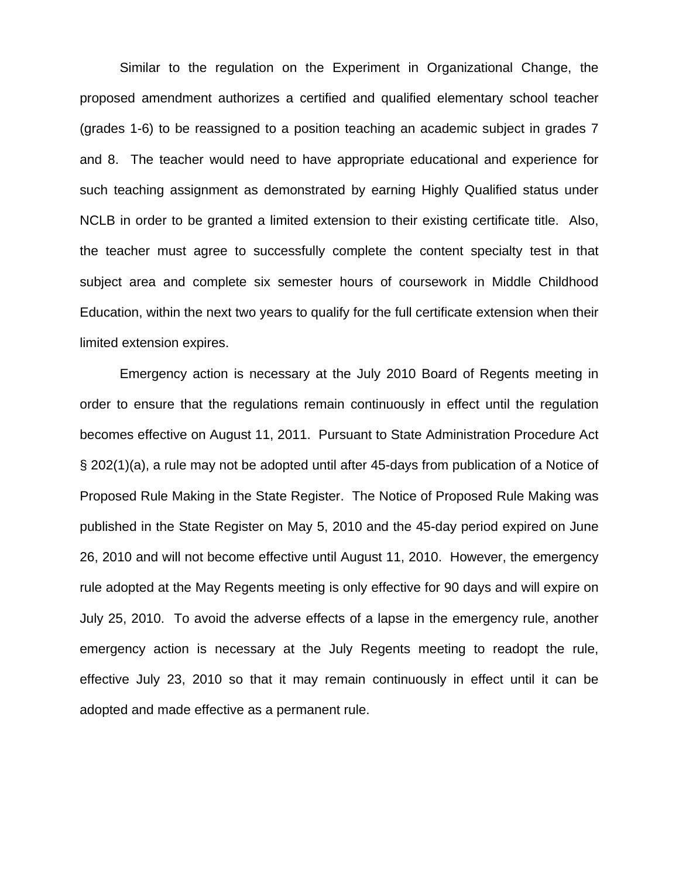Similar to the regulation on the Experiment in Organizational Change, the proposed amendment authorizes a certified and qualified elementary school teacher (grades 1-6) to be reassigned to a position teaching an academic subject in grades 7 and 8. The teacher would need to have appropriate educational and experience for such teaching assignment as demonstrated by earning Highly Qualified status under NCLB in order to be granted a limited extension to their existing certificate title. Also, the teacher must agree to successfully complete the content specialty test in that subject area and complete six semester hours of coursework in Middle Childhood Education, within the next two years to qualify for the full certificate extension when their limited extension expires.

Emergency action is necessary at the July 2010 Board of Regents meeting in order to ensure that the regulations remain continuously in effect until the regulation becomes effective on August 11, 2011. Pursuant to State Administration Procedure Act § 202(1)(a), a rule may not be adopted until after 45-days from publication of a Notice of Proposed Rule Making in the State Register. The Notice of Proposed Rule Making was published in the State Register on May 5, 2010 and the 45-day period expired on June 26, 2010 and will not become effective until August 11, 2010. However, the emergency rule adopted at the May Regents meeting is only effective for 90 days and will expire on July 25, 2010. To avoid the adverse effects of a lapse in the emergency rule, another emergency action is necessary at the July Regents meeting to readopt the rule, effective July 23, 2010 so that it may remain continuously in effect until it can be adopted and made effective as a permanent rule.